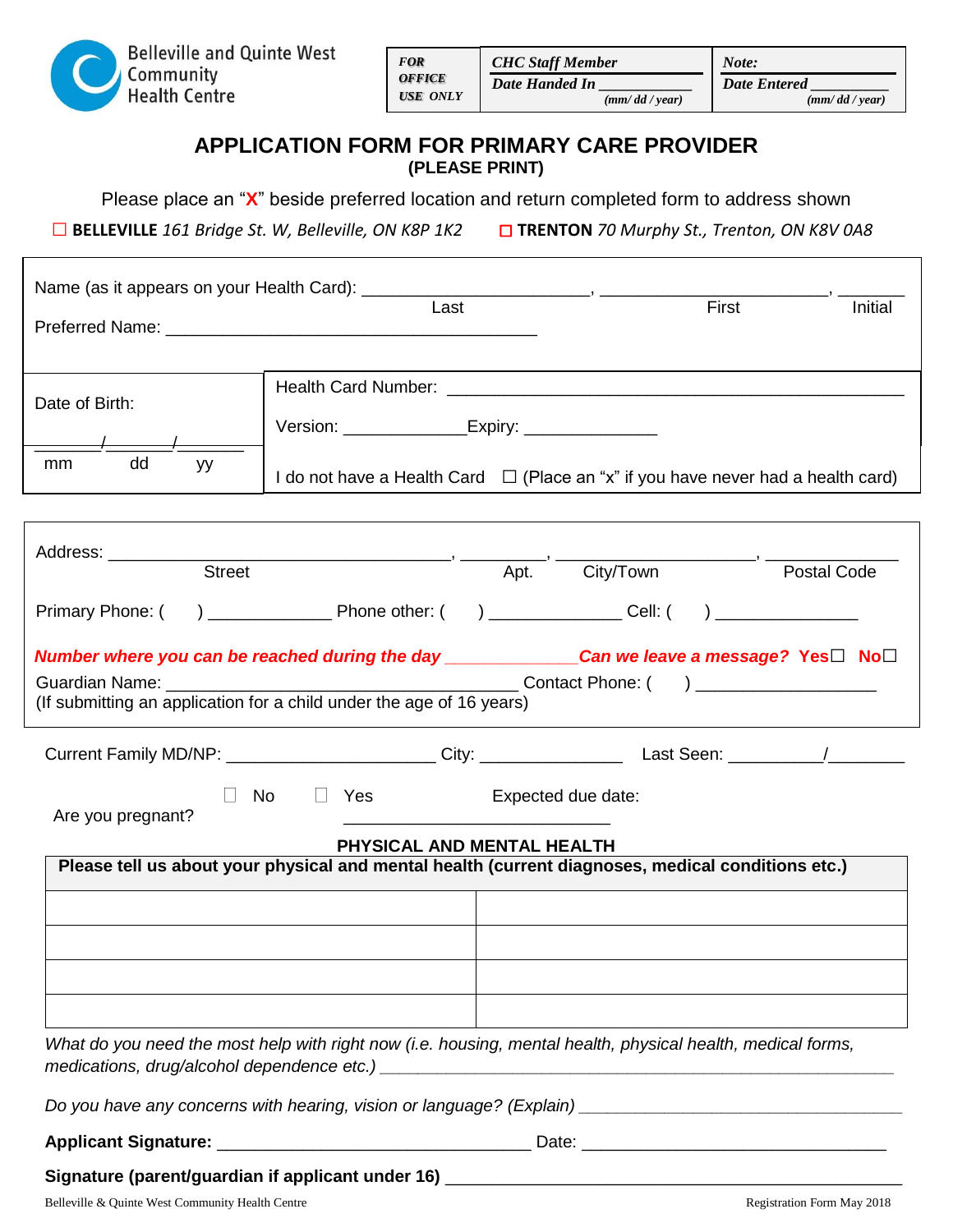Belleville and Quinte West Community Health Centre

| *FOR OFFICE USE ONLY* | *CHC Staff Member* *Date Handed In* ___________ *(mm/ dd / year)* | *Note:* *Date Entered* _________ *(mm/ dd / year)* |
|---|---|---|

# APPLICATION FORM FOR PRIMARY CARE PROVIDER

**(PLEASE PRINT)**

Please place an "**X**" beside preferred location and return completed form to address shown

☐ **BELLEVILLE** *161 Bridge St. W, Belleville, ON K8P 1K2* ☐ **TRENTON** *70 Murphy St., Trenton, ON K8V 0A8*

Name (as it appears on your Health Card): _______________________, _______________________, _______
Last First Initial

Preferred Name: _________________________________________

Date of Birth: _______/_______/_______
mm dd yy

Health Card Number: _______________________________________________

Version: ____________Expiry: _____________

I do not have a Health Card ☐ (Place an "x" if you have never had a health card)

Address: _____________________________________, _________, ____________________, _____________
Street Apt. City/Town Postal Code

Primary Phone: ( ) ____________ Phone other: ( ) _____________ Cell: ( ) ______________

***Number where you can be reached during the day*** _____________***Can we leave a message?* Yes**☐ **No**☐

Guardian Name: _____________________________________ Contact Phone: ( ) __________________
(If submitting an application for a child under the age of 16 years)

Current Family MD/NP: ______________________ City: _______________ Last Seen: __________/________

Are you pregnant? ☐ No ☐ Yes Expected due date: ___________________________

**PHYSICAL AND MENTAL HEALTH**

| **Please tell us about your physical and mental health (current diagnoses, medical conditions etc.)** | |
|---|---|
| | |
| | |
| | |
| | |

*What do you need the most help with right now (i.e. housing, mental health, physical health, medical forms, medications, drug/alcohol dependence etc.)* _______________________________________________

*Do you have any concerns with hearing, vision or language? (Explain)* ___________________________________

**Applicant Signature:** _________________________________ Date: _________________________________

**Signature (parent/guardian if applicant under 16)** _______________________________________________

Belleville & Quinte West Community Health Centre Registration Form May 2018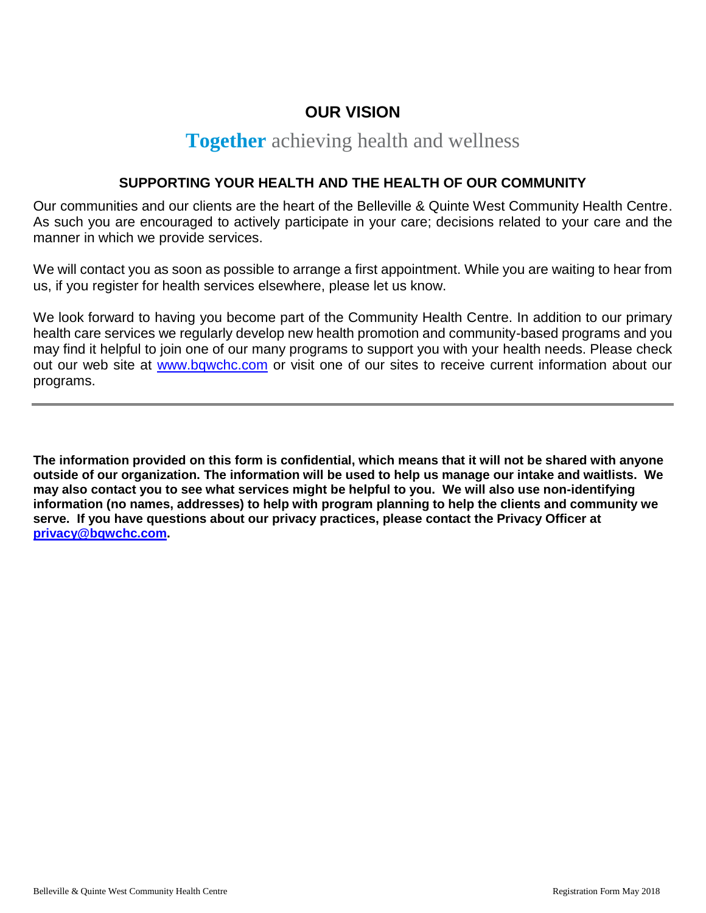## OUR VISION

**Together** achieving health and wellness

### SUPPORTING YOUR HEALTH AND THE HEALTH OF OUR COMMUNITY

Our communities and our clients are the heart of the Belleville & Quinte West Community Health Centre. As such you are encouraged to actively participate in your care; decisions related to your care and the manner in which we provide services.

We will contact you as soon as possible to arrange a first appointment. While you are waiting to hear from us, if you register for health services elsewhere, please let us know.

We look forward to having you become part of the Community Health Centre. In addition to our primary health care services we regularly develop new health promotion and community-based programs and you may find it helpful to join one of our many programs to support you with your health needs. Please check out our web site at www.bqwchc.com or visit one of our sites to receive current information about our programs.

---

**The information provided on this form is confidential, which means that it will not be shared with anyone outside of our organization. The information will be used to help us manage our intake and waitlists. We may also contact you to see what services might be helpful to you. We will also use non-identifying information (no names, addresses) to help with program planning to help the clients and community we serve. If you have questions about our privacy practices, please contact the Privacy Officer at privacy@bqwchc.com.**